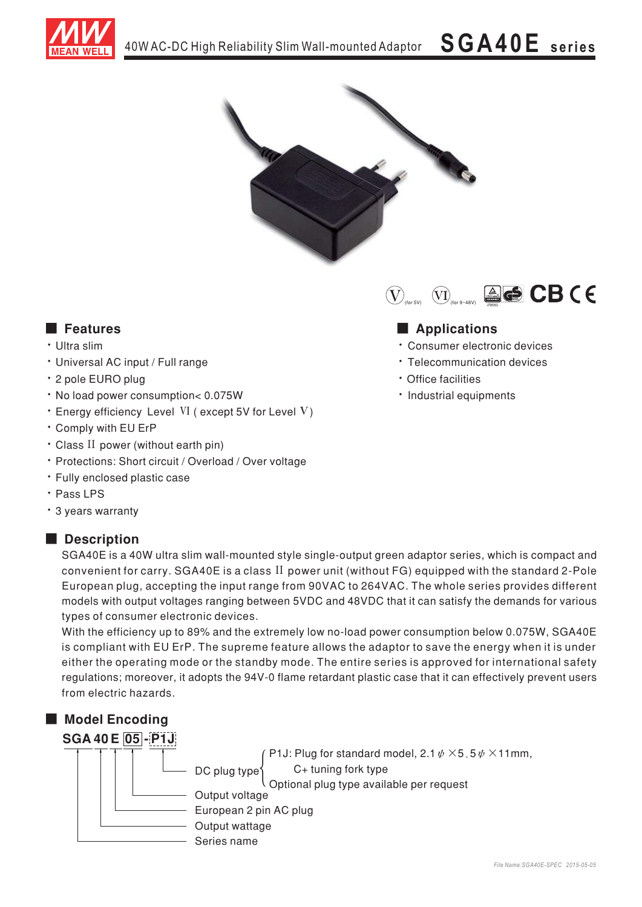# 40W AC-DC High Reliability Slim Wall-mounted Adaptor SGA40E series

V (for 5V) VI (for 9~48V) CB CE

## Features

- Ultra slim
- Universal AC input / Full range
- 2 pole EURO plug
- No load power consumption< 0.075W
- Energy efficiency Level VI ( except 5V for Level V )
- Comply with EU ErP
- Class II power (without earth pin)
- Protections: Short circuit / Overload / Over voltage
- Fully enclosed plastic case
- Pass LPS
- 3 years warranty

## Applications

- Consumer electronic devices
- Telecommunication devices
- Office facilities
- Industrial equipments

## Description

SGA40E is a 40W ultra slim wall-mounted style single-output green adaptor series, which is compact and convenient for carry. SGA40E is a class II power unit (without FG) equipped with the standard 2-Pole European plug, accepting the input range from 90VAC to 264VAC. The whole series provides different models with output voltages ranging between 5VDC and 48VDC that it can satisfy the demands for various types of consumer electronic devices.

With the efficiency up to 89% and the extremely low no-load power consumption below 0.075W, SGA40E is compliant with EU ErP. The supreme feature allows the adaptor to save the energy when it is under either the operating mode or the standby mode. The entire series is approved for international safety regulations; moreover, it adopts the 94V-0 flame retardant plastic case that it can effectively prevent users from electric hazards.

## Model Encoding

**SGA 40 E 05 - P1J**

- P1J: DC plug type
  - P1J: Plug for standard model, 2.1φ×5.5φ×11mm, C+ tuning fork type
  - Optional plug type available per request
- 05: Output voltage
- E: European 2 pin AC plug
- 40: Output wattage
- SGA: Series name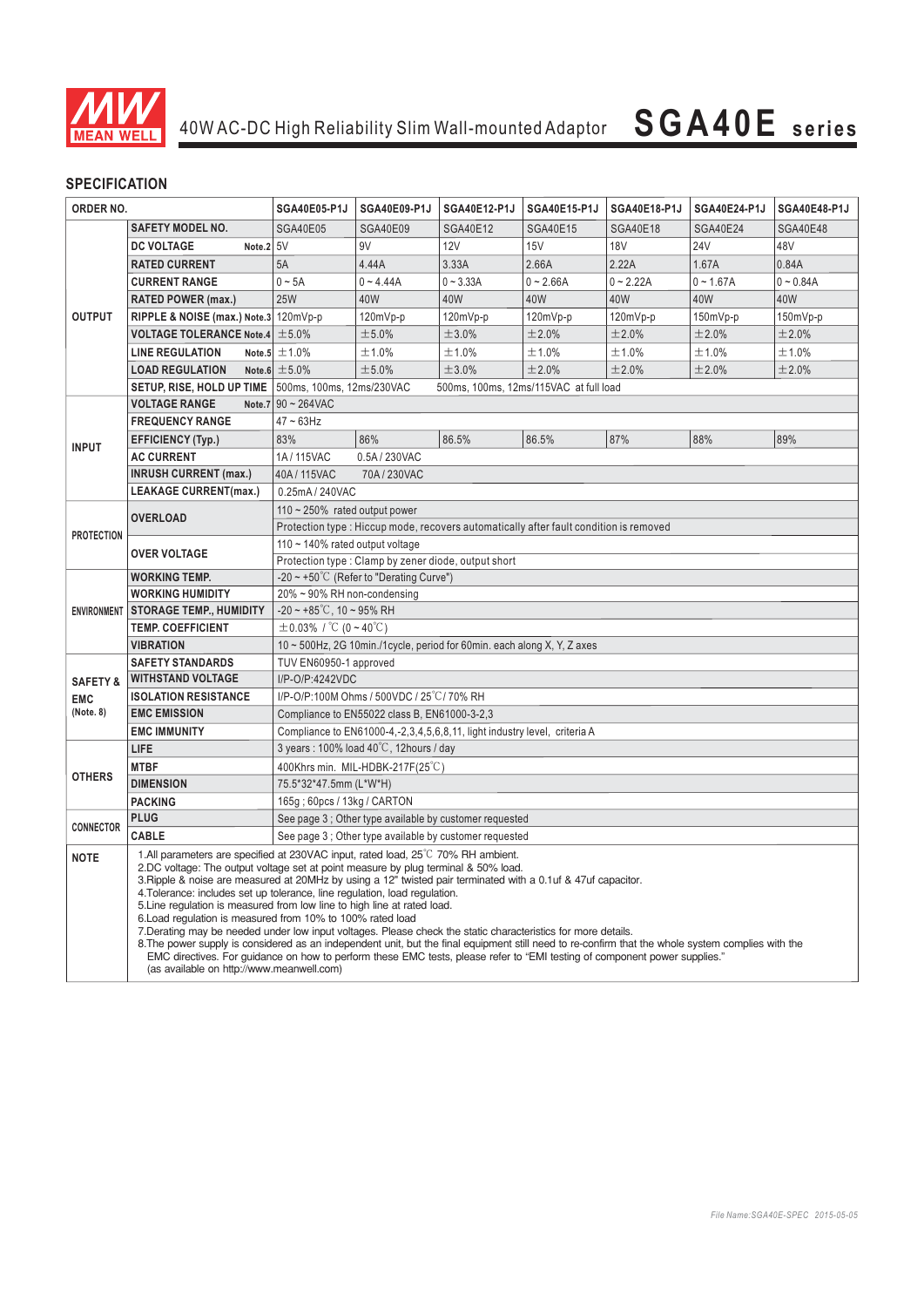# 40W AC-DC High Reliability Slim Wall-mounted Adaptor **SGA40E series**

## SPECIFICATION

| ORDER NO. | | SGA40E05-P1J | SGA40E09-P1J | SGA40E12-P1J | SGA40E15-P1J | SGA40E18-P1J | SGA40E24-P1J | SGA40E48-P1J |
|---|---|---|---|---|---|---|---|---|
| OUTPUT | SAFETY MODEL NO. | SGA40E05 | SGA40E09 | SGA40E12 | SGA40E15 | SGA40E18 | SGA40E24 | SGA40E48 |
| | DC VOLTAGE Note.2 | 5V | 9V | 12V | 15V | 18V | 24V | 48V |
| | RATED CURRENT | 5A | 4.44A | 3.33A | 2.66A | 2.22A | 1.67A | 0.84A |
| | CURRENT RANGE | 0 ~ 5A | 0 ~ 4.44A | 0 ~ 3.33A | 0 ~ 2.66A | 0 ~ 2.22A | 0 ~ 1.67A | 0 ~ 0.84A |
| | RATED POWER (max.) | 25W | 40W | 40W | 40W | 40W | 40W | 40W |
| | RIPPLE & NOISE (max.) Note.3 | 120mVp-p | 120mVp-p | 120mVp-p | 120mVp-p | 120mVp-p | 150mVp-p | 150mVp-p |
| | VOLTAGE TOLERANCE Note.4 | ±5.0% | ±5.0% | ±3.0% | ±2.0% | ±2.0% | ±2.0% | ±2.0% |
| | LINE REGULATION Note.5 | ±1.0% | ±1.0% | ±1.0% | ±1.0% | ±1.0% | ±1.0% | ±1.0% |
| | LOAD REGULATION Note.6 | ±5.0% | ±5.0% | ±3.0% | ±2.0% | ±2.0% | ±2.0% | ±2.0% |
| | SETUP, RISE, HOLD UP TIME | 500ms, 100ms, 12ms/230VAC 500ms, 100ms, 12ms/115VAC at full load | | | | | | |
| INPUT | VOLTAGE RANGE Note.7 | 90 ~ 264VAC | | | | | | |
| | FREQUENCY RANGE | 47 ~ 63Hz | | | | | | |
| | EFFICIENCY (Typ.) | 83% | 86% | 86.5% | 86.5% | 87% | 88% | 89% |
| | AC CURRENT | 1A / 115VAC 0.5A / 230VAC | | | | | | |
| | INRUSH CURRENT (max.) | 40A / 115VAC 70A / 230VAC | | | | | | |
| | LEAKAGE CURRENT(max.) | 0.25mA / 240VAC | | | | | | |
| PROTECTION | OVERLOAD | 110 ~ 250% rated output power | | | | | | |
| | | Protection type : Hiccup mode, recovers automatically after fault condition is removed | | | | | | |
| | OVER VOLTAGE | 110 ~ 140% rated output voltage | | | | | | |
| | | Protection type : Clamp by zener diode, output short | | | | | | |
| ENVIRONMENT | WORKING TEMP. | -20 ~ +50℃ (Refer to "Derating Curve") | | | | | | |
| | WORKING HUMIDITY | 20% ~ 90% RH non-condensing | | | | | | |
| | STORAGE TEMP., HUMIDITY | -20 ~ +85℃, 10 ~ 95% RH | | | | | | |
| | TEMP. COEFFICIENT | ±0.03% / ℃ (0 ~ 40℃) | | | | | | |
| | VIBRATION | 10 ~ 500Hz, 2G 10min./1cycle, period for 60min. each along X, Y, Z axes | | | | | | |
| SAFETY & EMC (Note. 8) | SAFETY STANDARDS | TUV EN60950-1 approved | | | | | | |
| | WITHSTAND VOLTAGE | I/P-O/P:4242VDC | | | | | | |
| | ISOLATION RESISTANCE | I/P-O/P:100M Ohms / 500VDC / 25℃/ 70% RH | | | | | | |
| | EMC EMISSION | Compliance to EN55022 class B, EN61000-3-2,3 | | | | | | |
| | EMC IMMUNITY | Compliance to EN61000-4,-2,3,4,5,6,8,11, light industry level, criteria A | | | | | | |
| OTHERS | LIFE | 3 years : 100% load 40℃, 12hours / day | | | | | | |
| | MTBF | 400Khrs min. MIL-HDBK-217F(25℃) | | | | | | |
| | DIMENSION | 75.5*32*47.5mm (L*W*H) | | | | | | |
| | PACKING | 165g ; 60pcs / 13kg / CARTON | | | | | | |
| CONNECTOR | PLUG | See page 3 ; Other type available by customer requested | | | | | | |
| | CABLE | See page 3 ; Other type available by customer requested | | | | | | |

**NOTE**

1. All parameters are specified at 230VAC input, rated load, 25℃ 70% RH ambient.
2. DC voltage: The output voltage set at point measure by plug terminal & 50% load.
3. Ripple & noise are measured at 20MHz by using a 12" twisted pair terminated with a 0.1uf & 47uf capacitor.
4. Tolerance: includes set up tolerance, line regulation, load regulation.
5. Line regulation is measured from low line to high line at rated load.
6. Load regulation is measured from 10% to 100% rated load
7. Derating may be needed under low input voltages. Please check the static characteristics for more details.
8. The power supply is considered as an independent unit, but the final equipment still need to re-confirm that the whole system complies with the EMC directives. For guidance on how to perform these EMC tests, please refer to "EMI testing of component power supplies." (as available on http://www.meanwell.com)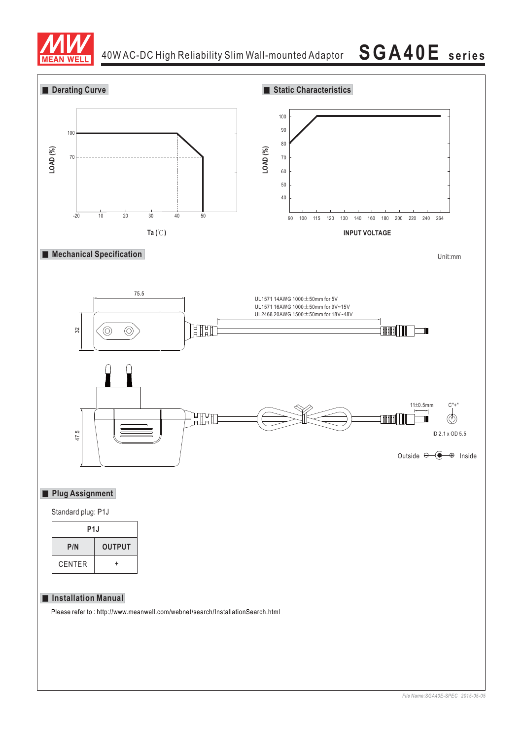## ■ Derating Curve

LOAD (%)

100

70

-20 10 20 30 40 50

Ta (℃)

## ■ Static Characteristics

LOAD (%)

100
90
80
70
60
50
40

90 100 115 120 130 140 160 180 200 220 240 264

INPUT VOLTAGE

## ■ Mechanical Specification

Unit:mm

75.5

32

UL1571 14AWG 1000±50mm for 5V
UL1571 16AWG 1000±50mm for 9V~15V
UL2468 20AWG 1500±50mm for 18V~48V

47.5

11±0.5mm

C"+"

ID 2.1 x OD 5.5

Outside ⊖—●—⊕ Inside

## ■ Plug Assignment

Standard plug: P1J

| P1J | |
|---|---|
| P/N | OUTPUT |
| CENTER | + |

## ■ Installation Manual

Please refer to : http://www.meanwell.com/webnet/search/InstallationSearch.html